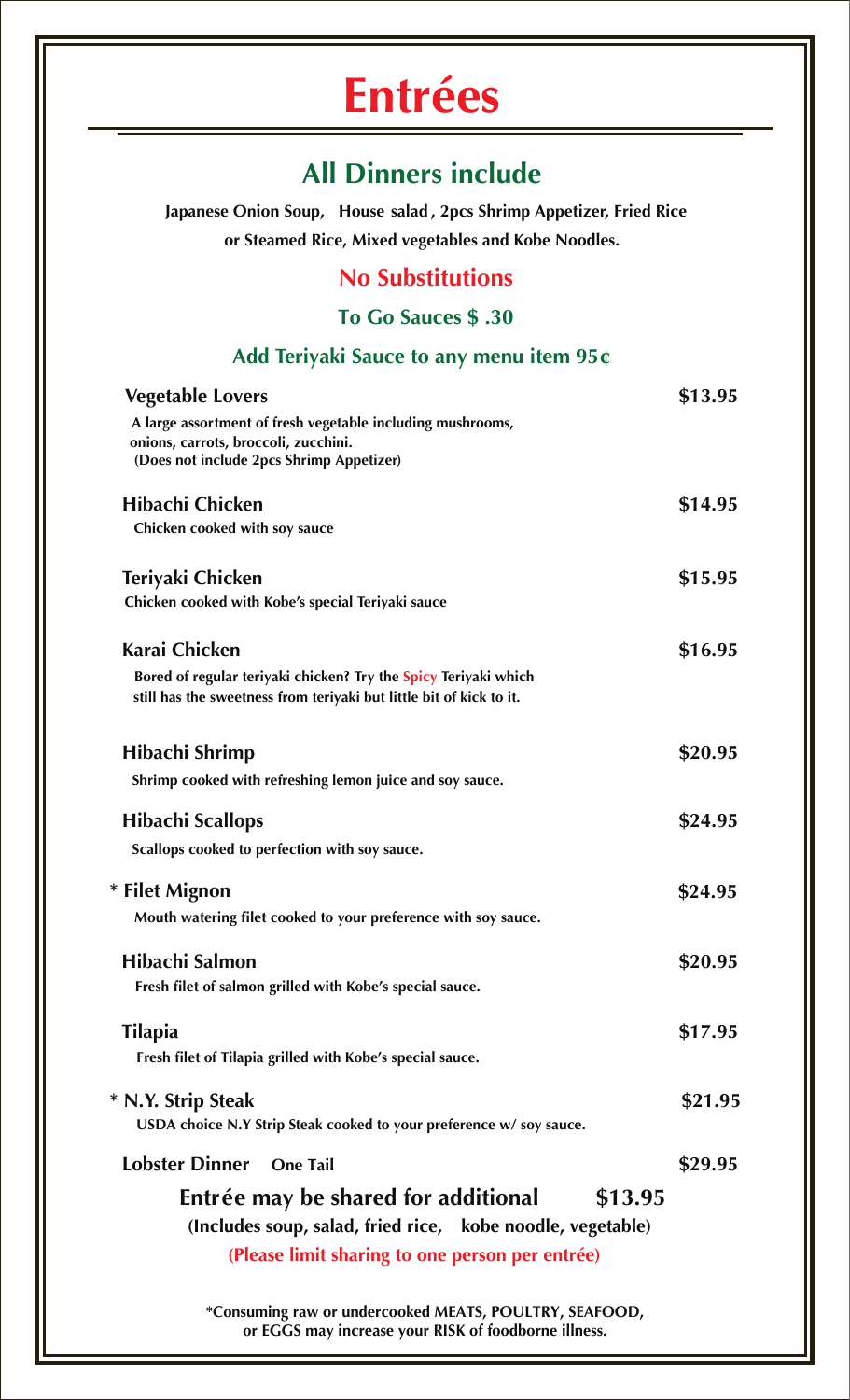# Entrées

## All Dinners include

**Japanese Onion Soup, House salad , 2pcs Shrimp Appetizer, Fried Rice or Steamed Rice, Mixed vegetables and Kobe Noodles.**

### No Substitutions

### To Go Sauces $ .30

### Add Teriyaki Sauce to any menu item 95¢

**Vegetable Lovers** — **$13.95**
A large assortment of fresh vegetable including mushrooms, onions, carrots, broccoli, zucchini.
(Does not include 2pcs Shrimp Appetizer)

**Hibachi Chicken** — **$14.95**
Chicken cooked with soy sauce

**Teriyaki Chicken** — **$15.95**
Chicken cooked with Kobe's special Teriyaki sauce

**Karai Chicken** — **$16.95**
Bored of regular teriyaki chicken? Try the Spicy Teriyaki which still has the sweetness from teriyaki but little bit of kick to it.

**Hibachi Shrimp** — **$20.95**
Shrimp cooked with refreshing lemon juice and soy sauce.

**Hibachi Scallops** — **$24.95**
Scallops cooked to perfection with soy sauce.

**\* Filet Mignon** — **$24.95**
Mouth watering filet cooked to your preference with soy sauce.

**Hibachi Salmon** — **$20.95**
Fresh filet of salmon grilled with Kobe's special sauce.

**Tilapia** — **$17.95**
Fresh filet of Tilapia grilled with Kobe's special sauce.

**\* N.Y. Strip Steak** — **$21.95**
USDA choice N.Y Strip Steak cooked to your preference w/ soy sauce.

**Lobster Dinner** One Tail — **$29.95**

**Entrée may be shared for additional $13.95**
**(Includes soup, salad, fried rice, kobe noodle, vegetable)**
**(Please limit sharing to one person per entrée)**

*Consuming raw or undercooked MEATS, POULTRY, SEAFOOD, or EGGS may increase your RISK of foodborne illness.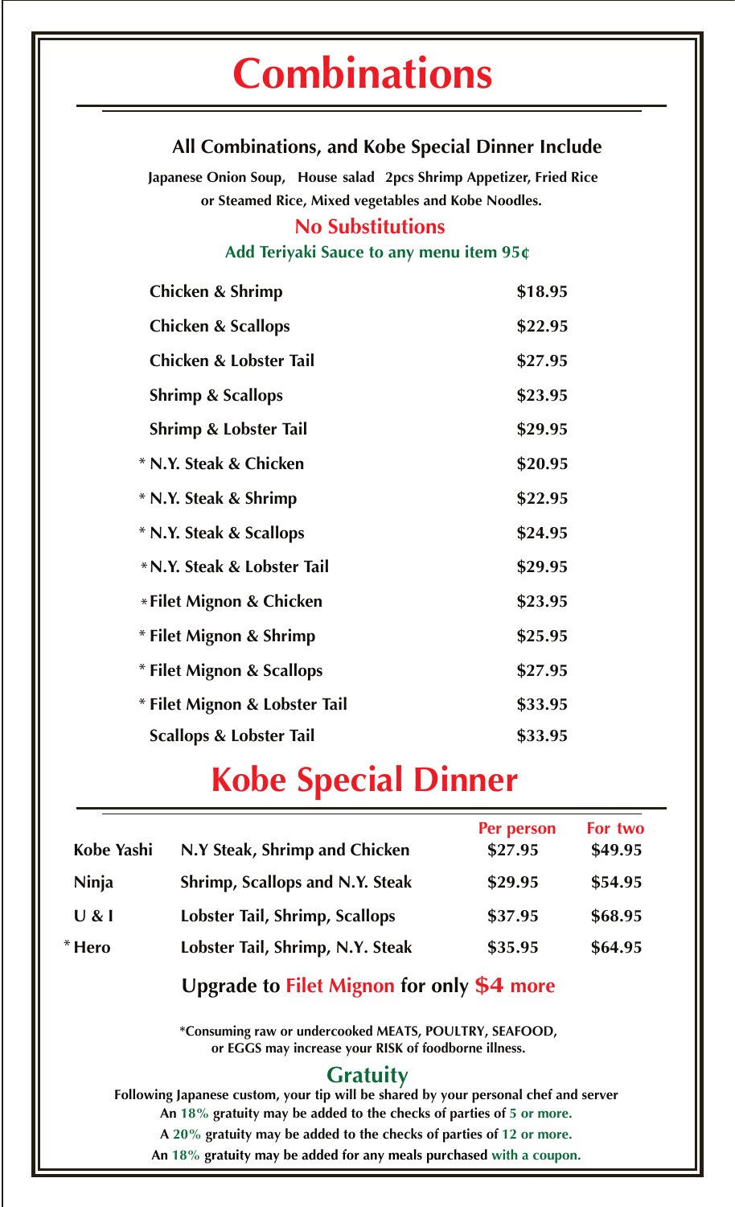# Combinations

### All Combinations, and Kobe Special Dinner Include

**Japanese Onion Soup, House salad 2pcs Shrimp Appetizer, Fried Rice or Steamed Rice, Mixed vegetables and Kobe Noodles.**

**No Substitutions**

**Add Teriyaki Sauce to any menu item 95¢**

| Item | Price |
|---|---|
| Chicken & Shrimp | $18.95 |
| Chicken & Scallops | $22.95 |
| Chicken & Lobster Tail | $27.95 |
| Shrimp & Scallops | $23.95 |
| Shrimp & Lobster Tail | $29.95 |
| * N.Y. Steak & Chicken | $20.95 |
| * N.Y. Steak & Shrimp | $22.95 |
| * N.Y. Steak & Scallops | $24.95 |
| * N.Y. Steak & Lobster Tail | $29.95 |
| * Filet Mignon & Chicken | $23.95 |
| * Filet Mignon & Shrimp | $25.95 |
| * Filet Mignon & Scallops | $27.95 |
| * Filet Mignon & Lobster Tail | $33.95 |
| Scallops & Lobster Tail | $33.95 |

# Kobe Special Dinner

| | | Per person | For two |
|---|---|---|---|
| Kobe Yashi | N.Y Steak, Shrimp and Chicken | $27.95 | $49.95 |
| Ninja | Shrimp, Scallops and N.Y. Steak | $29.95 | $54.95 |
| U & I | Lobster Tail, Shrimp, Scallops | $37.95 | $68.95 |
| * Hero | Lobster Tail, Shrimp, N.Y. Steak | $35.95 | $64.95 |

**Upgrade to Filet Mignon for only $4 more**

**\*Consuming raw or undercooked MEATS, POULTRY, SEAFOOD, or EGGS may increase your RISK of foodborne illness.**

## Gratuity

**Following Japanese custom, your tip will be shared by your personal chef and server**

**An 18% gratuity may be added to the checks of parties of 5 or more.**

**A 20% gratuity may be added to the checks of parties of 12 or more.**

**An 18% gratuity may be added for any meals purchased with a coupon.**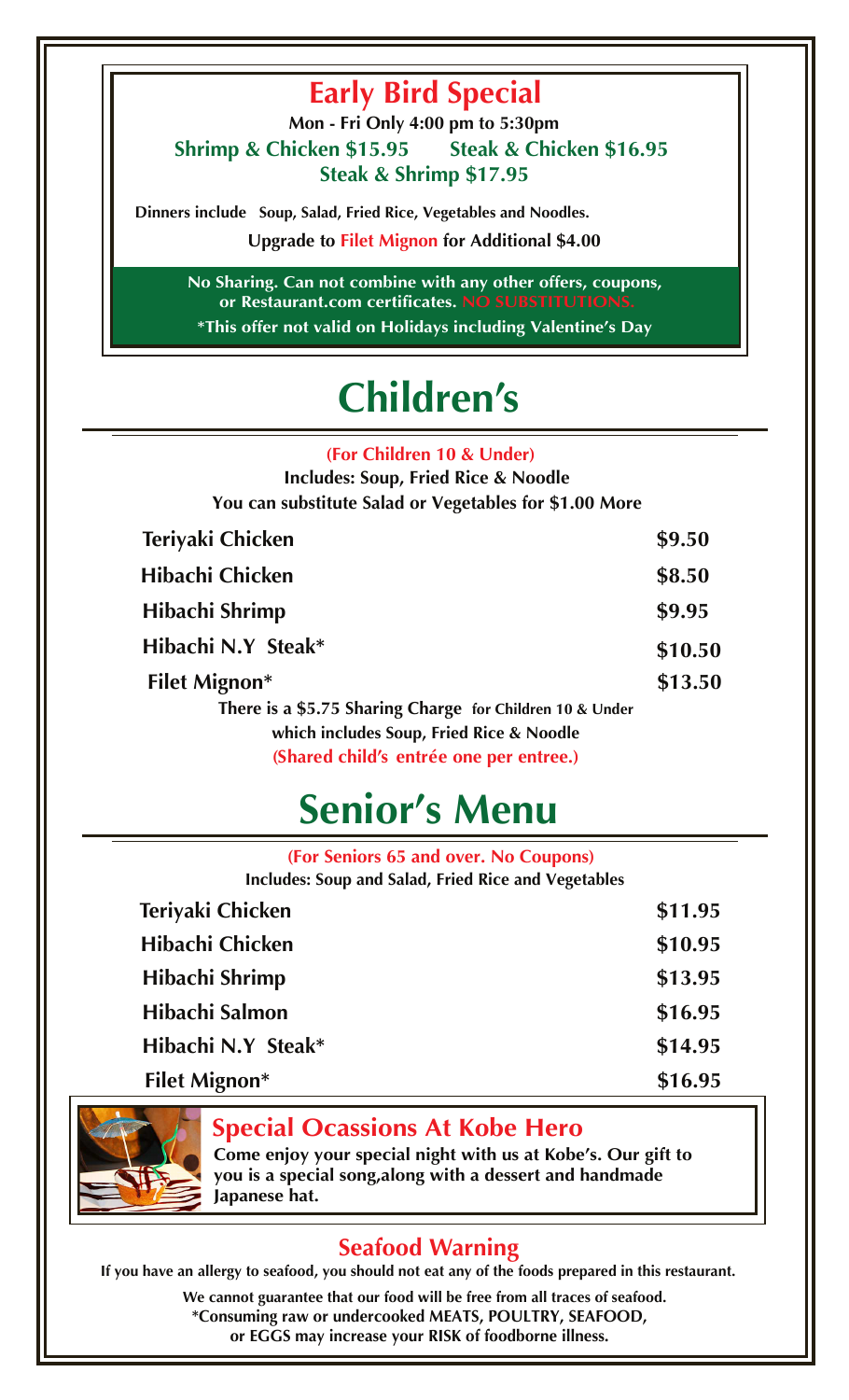## Early Bird Special

**Mon - Fri Only 4:00 pm to 5:30pm**

**Shrimp & Chicken $15.95 Steak & Chicken $16.95**

**Steak & Shrimp $17.95**

**Dinners include Soup, Salad, Fried Rice, Vegetables and Noodles.**

**Upgrade to Filet Mignon for Additional $4.00**

**No Sharing. Can not combine with any other offers, coupons, or Restaurant.com certificates. NO SUBSTITUTIONS.**

**\*This offer not valid on Holidays including Valentine's Day**

# Children's

**(For Children 10 & Under)**

**Includes: Soup, Fried Rice & Noodle**

**You can substitute Salad or Vegetables for $1.00 More**

| Item | Price |
|---|---|
| Teriyaki Chicken | $9.50 |
| Hibachi Chicken | $8.50 |
| Hibachi Shrimp | $9.95 |
| Hibachi N.Y Steak* | $10.50 |
| Filet Mignon* | $13.50 |

**There is a $5.75 Sharing Charge for Children 10 & Under which includes Soup, Fried Rice & Noodle**

**(Shared child's entrée one per entree.)**

# Senior's Menu

**(For Seniors 65 and over. No Coupons)**

**Includes: Soup and Salad, Fried Rice and Vegetables**

| Item | Price |
|---|---|
| Teriyaki Chicken | $11.95 |
| Hibachi Chicken | $10.95 |
| Hibachi Shrimp | $13.95 |
| Hibachi Salmon | $16.95 |
| Hibachi N.Y Steak* | $14.95 |
| Filet Mignon* | $16.95 |

## Special Ocassions At Kobe Hero

**Come enjoy your special night with us at Kobe's. Our gift to you is a special song,along with a dessert and handmade Japanese hat.**

## Seafood Warning

**If you have an allergy to seafood, you should not eat any of the foods prepared in this restaurant.**

**We cannot guarantee that our food will be free from all traces of seafood.**

**\*Consuming raw or undercooked MEATS, POULTRY, SEAFOOD, or EGGS may increase your RISK of foodborne illness.**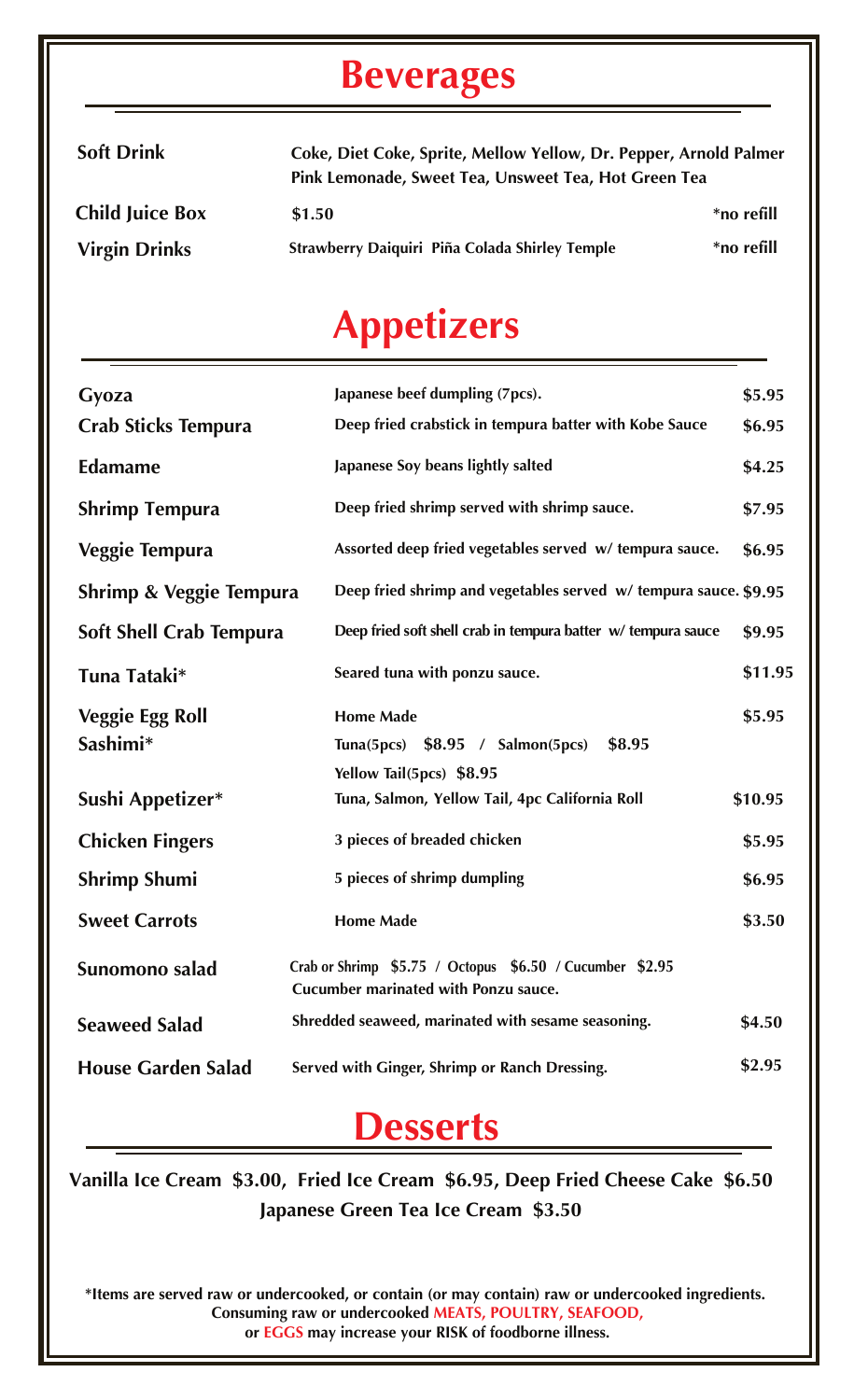# Beverages

| | | |
|---|---|---|
| **Soft Drink** | **Coke, Diet Coke, Sprite, Mellow Yellow, Dr. Pepper, Arnold Palmer Pink Lemonade, Sweet Tea, Unsweet Tea, Hot Green Tea** | |
| **Child Juice Box** | **$1.50** | *no refill |
| **Virgin Drinks** | **Strawberry Daiquiri Piña Colada Shirley Temple** | *no refill |

# Appetizers

| | | |
|---|---|---|
| **Gyoza** | **Japanese beef dumpling (7pcs).** | **$5.95** |
| **Crab Sticks Tempura** | **Deep fried crabstick in tempura batter with Kobe Sauce** | **$6.95** |
| **Edamame** | **Japanese Soy beans lightly salted** | **$4.25** |
| **Shrimp Tempura** | **Deep fried shrimp served with shrimp sauce.** | **$7.95** |
| **Veggie Tempura** | **Assorted deep fried vegetables served w/ tempura sauce.** | **$6.95** |
| **Shrimp & Veggie Tempura** | **Deep fried shrimp and vegetables served w/ tempura sauce.** | **$9.95** |
| **Soft Shell Crab Tempura** | **Deep fried soft shell crab in tempura batter w/ tempura sauce** | **$9.95** |
| **Tuna Tataki*** | **Seared tuna with ponzu sauce.** | **$11.95** |
| **Veggie Egg Roll** | **Home Made** | **$5.95** |
| **Sashimi*** | **Tuna(5pcs) $8.95 / Salmon(5pcs) $8.95 Yellow Tail(5pcs) $8.95** | |
| **Sushi Appetizer*** | **Tuna, Salmon, Yellow Tail, 4pc California Roll** | **$10.95** |
| **Chicken Fingers** | **3 pieces of breaded chicken** | **$5.95** |
| **Shrimp Shumi** | **5 pieces of shrimp dumpling** | **$6.95** |
| **Sweet Carrots** | **Home Made** | **$3.50** |
| **Sunomono salad** | **Crab or Shrimp $5.75 / Octopus $6.50 / Cucumber $2.95 Cucumber marinated with Ponzu sauce.** | |
| **Seaweed Salad** | **Shredded seaweed, marinated with sesame seasoning.** | **$4.50** |
| **House Garden Salad** | **Served with Ginger, Shrimp or Ranch Dressing.** | **$2.95** |

# Desserts

**Vanilla Ice Cream $3.00, Fried Ice Cream $6.95, Deep Fried Cheese Cake $6.50**
**Japanese Green Tea Ice Cream $3.50**

*Items are served raw or undercooked, or contain (or may contain) raw or undercooked ingredients. Consuming raw or undercooked MEATS, POULTRY, SEAFOOD, or EGGS may increase your RISK of foodborne illness.